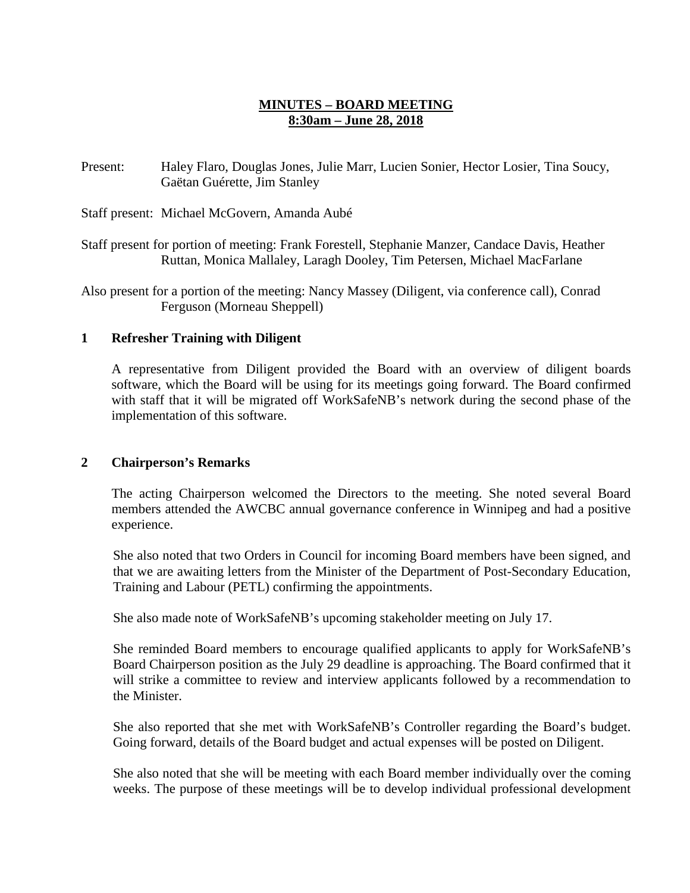# MINUTES – BOARD MEETING
## 8:30am – June 28, 2018

Present: Haley Flaro, Douglas Jones, Julie Marr, Lucien Sonier, Hector Losier, Tina Soucy, Gaëtan Guérette, Jim Stanley

Staff present: Michael McGovern, Amanda Aubé

Staff present for portion of meeting: Frank Forestell, Stephanie Manzer, Candace Davis, Heather Ruttan, Monica Mallaley, Laragh Dooley, Tim Petersen, Michael MacFarlane

Also present for a portion of the meeting: Nancy Massey (Diligent, via conference call), Conrad Ferguson (Morneau Sheppell)

### 1 Refresher Training with Diligent

A representative from Diligent provided the Board with an overview of diligent boards software, which the Board will be using for its meetings going forward. The Board confirmed with staff that it will be migrated off WorkSafeNB's network during the second phase of the implementation of this software.

### 2 Chairperson's Remarks

The acting Chairperson welcomed the Directors to the meeting. She noted several Board members attended the AWCBC annual governance conference in Winnipeg and had a positive experience.

She also noted that two Orders in Council for incoming Board members have been signed, and that we are awaiting letters from the Minister of the Department of Post-Secondary Education, Training and Labour (PETL) confirming the appointments.

She also made note of WorkSafeNB's upcoming stakeholder meeting on July 17.

She reminded Board members to encourage qualified applicants to apply for WorkSafeNB's Board Chairperson position as the July 29 deadline is approaching. The Board confirmed that it will strike a committee to review and interview applicants followed by a recommendation to the Minister.

She also reported that she met with WorkSafeNB's Controller regarding the Board's budget. Going forward, details of the Board budget and actual expenses will be posted on Diligent.

She also noted that she will be meeting with each Board member individually over the coming weeks. The purpose of these meetings will be to develop individual professional development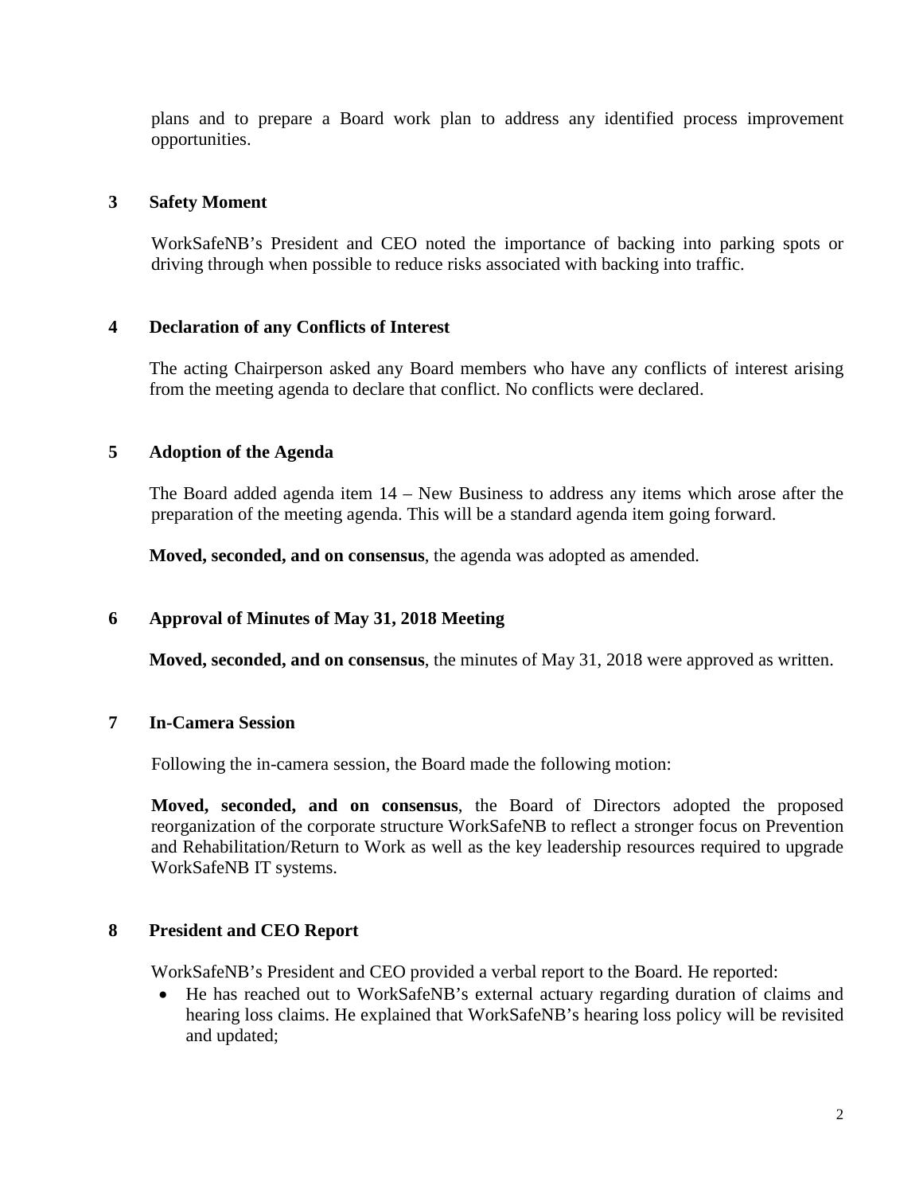plans and to prepare a Board work plan to address any identified process improvement opportunities.

## 3 Safety Moment

WorkSafeNB's President and CEO noted the importance of backing into parking spots or driving through when possible to reduce risks associated with backing into traffic.

## 4 Declaration of any Conflicts of Interest

The acting Chairperson asked any Board members who have any conflicts of interest arising from the meeting agenda to declare that conflict. No conflicts were declared.

## 5 Adoption of the Agenda

The Board added agenda item 14 – New Business to address any items which arose after the preparation of the meeting agenda. This will be a standard agenda item going forward.

**Moved, seconded, and on consensus**, the agenda was adopted as amended.

## 6 Approval of Minutes of May 31, 2018 Meeting

**Moved, seconded, and on consensus**, the minutes of May 31, 2018 were approved as written.

## 7 In-Camera Session

Following the in-camera session, the Board made the following motion:

**Moved, seconded, and on consensus**, the Board of Directors adopted the proposed reorganization of the corporate structure WorkSafeNB to reflect a stronger focus on Prevention and Rehabilitation/Return to Work as well as the key leadership resources required to upgrade WorkSafeNB IT systems.

## 8 President and CEO Report

WorkSafeNB's President and CEO provided a verbal report to the Board. He reported:

- He has reached out to WorkSafeNB's external actuary regarding duration of claims and hearing loss claims. He explained that WorkSafeNB's hearing loss policy will be revisited and updated;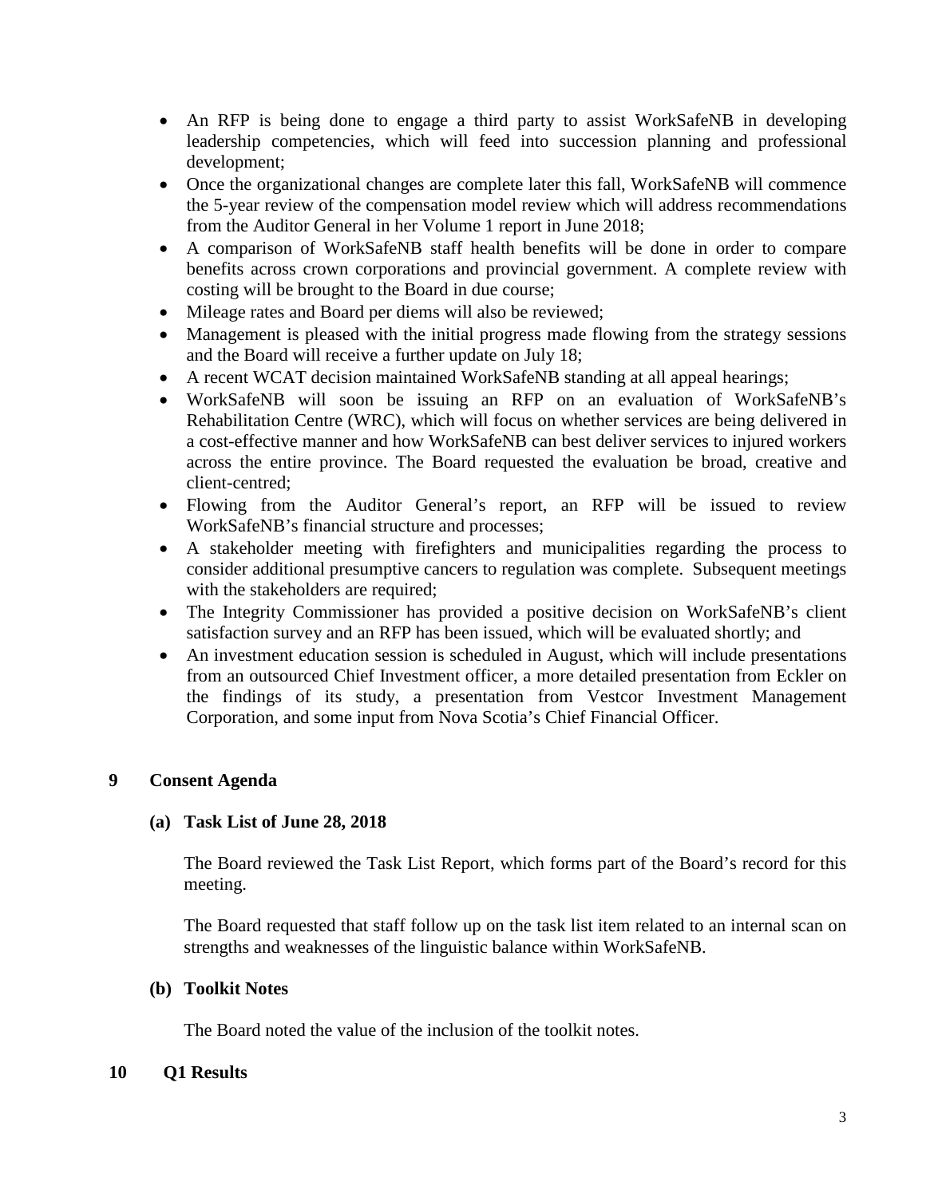- An RFP is being done to engage a third party to assist WorkSafeNB in developing leadership competencies, which will feed into succession planning and professional development;
- Once the organizational changes are complete later this fall, WorkSafeNB will commence the 5-year review of the compensation model review which will address recommendations from the Auditor General in her Volume 1 report in June 2018;
- A comparison of WorkSafeNB staff health benefits will be done in order to compare benefits across crown corporations and provincial government. A complete review with costing will be brought to the Board in due course;
- Mileage rates and Board per diems will also be reviewed;
- Management is pleased with the initial progress made flowing from the strategy sessions and the Board will receive a further update on July 18;
- A recent WCAT decision maintained WorkSafeNB standing at all appeal hearings;
- WorkSafeNB will soon be issuing an RFP on an evaluation of WorkSafeNB's Rehabilitation Centre (WRC), which will focus on whether services are being delivered in a cost-effective manner and how WorkSafeNB can best deliver services to injured workers across the entire province. The Board requested the evaluation be broad, creative and client-centred;
- Flowing from the Auditor General's report, an RFP will be issued to review WorkSafeNB's financial structure and processes;
- A stakeholder meeting with firefighters and municipalities regarding the process to consider additional presumptive cancers to regulation was complete. Subsequent meetings with the stakeholders are required;
- The Integrity Commissioner has provided a positive decision on WorkSafeNB's client satisfaction survey and an RFP has been issued, which will be evaluated shortly; and
- An investment education session is scheduled in August, which will include presentations from an outsourced Chief Investment officer, a more detailed presentation from Eckler on the findings of its study, a presentation from Vestcor Investment Management Corporation, and some input from Nova Scotia's Chief Financial Officer.

## 9 Consent Agenda

### (a) Task List of June 28, 2018

The Board reviewed the Task List Report, which forms part of the Board's record for this meeting.

The Board requested that staff follow up on the task list item related to an internal scan on strengths and weaknesses of the linguistic balance within WorkSafeNB.

### (b) Toolkit Notes

The Board noted the value of the inclusion of the toolkit notes.

## 10 Q1 Results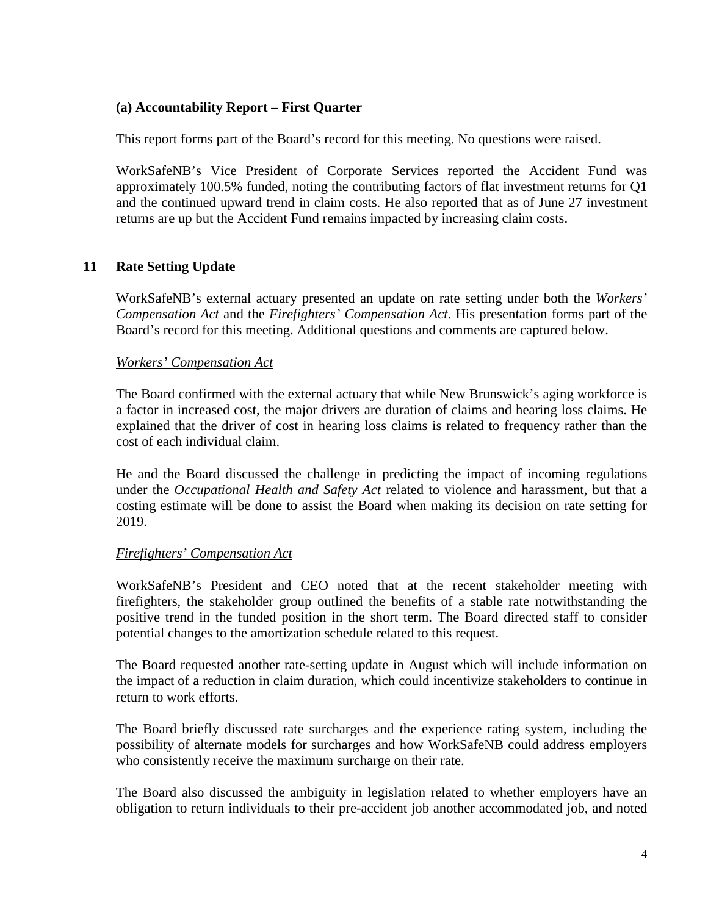### (a) Accountability Report – First Quarter

This report forms part of the Board's record for this meeting. No questions were raised.

WorkSafeNB's Vice President of Corporate Services reported the Accident Fund was approximately 100.5% funded, noting the contributing factors of flat investment returns for Q1 and the continued upward trend in claim costs. He also reported that as of June 27 investment returns are up but the Accident Fund remains impacted by increasing claim costs.

## 11 Rate Setting Update

WorkSafeNB's external actuary presented an update on rate setting under both the *Workers' Compensation Act* and the *Firefighters' Compensation Act*. His presentation forms part of the Board's record for this meeting. Additional questions and comments are captured below.

*Workers' Compensation Act*

The Board confirmed with the external actuary that while New Brunswick's aging workforce is a factor in increased cost, the major drivers are duration of claims and hearing loss claims. He explained that the driver of cost in hearing loss claims is related to frequency rather than the cost of each individual claim.

He and the Board discussed the challenge in predicting the impact of incoming regulations under the *Occupational Health and Safety Act* related to violence and harassment, but that a costing estimate will be done to assist the Board when making its decision on rate setting for 2019.

*Firefighters' Compensation Act*

WorkSafeNB's President and CEO noted that at the recent stakeholder meeting with firefighters, the stakeholder group outlined the benefits of a stable rate notwithstanding the positive trend in the funded position in the short term. The Board directed staff to consider potential changes to the amortization schedule related to this request.

The Board requested another rate-setting update in August which will include information on the impact of a reduction in claim duration, which could incentivize stakeholders to continue in return to work efforts.

The Board briefly discussed rate surcharges and the experience rating system, including the possibility of alternate models for surcharges and how WorkSafeNB could address employers who consistently receive the maximum surcharge on their rate.

The Board also discussed the ambiguity in legislation related to whether employers have an obligation to return individuals to their pre-accident job another accommodated job, and noted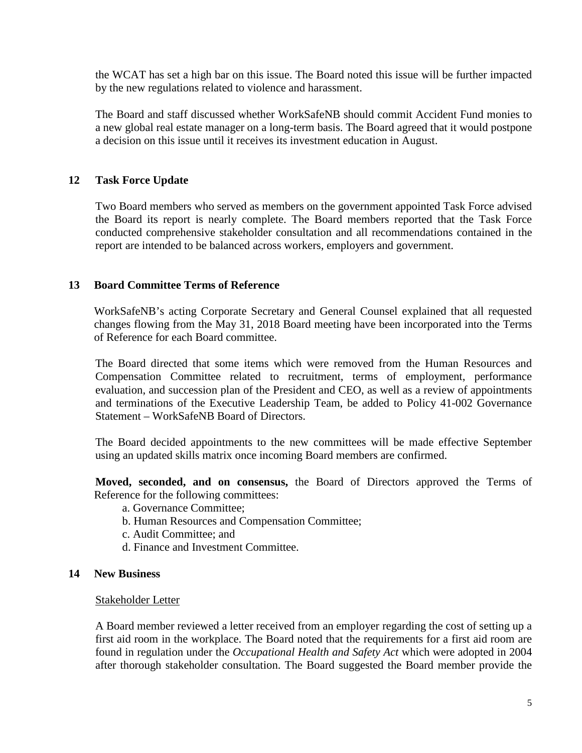the WCAT has set a high bar on this issue. The Board noted this issue will be further impacted by the new regulations related to violence and harassment.

The Board and staff discussed whether WorkSafeNB should commit Accident Fund monies to a new global real estate manager on a long-term basis. The Board agreed that it would postpone a decision on this issue until it receives its investment education in August.

## 12 Task Force Update

Two Board members who served as members on the government appointed Task Force advised the Board its report is nearly complete. The Board members reported that the Task Force conducted comprehensive stakeholder consultation and all recommendations contained in the report are intended to be balanced across workers, employers and government.

## 13 Board Committee Terms of Reference

WorkSafeNB's acting Corporate Secretary and General Counsel explained that all requested changes flowing from the May 31, 2018 Board meeting have been incorporated into the Terms of Reference for each Board committee.

The Board directed that some items which were removed from the Human Resources and Compensation Committee related to recruitment, terms of employment, performance evaluation, and succession plan of the President and CEO, as well as a review of appointments and terminations of the Executive Leadership Team, be added to Policy 41-002 Governance Statement – WorkSafeNB Board of Directors.

The Board decided appointments to the new committees will be made effective September using an updated skills matrix once incoming Board members are confirmed.

**Moved, seconded, and on consensus,** the Board of Directors approved the Terms of Reference for the following committees:

a. Governance Committee;
b. Human Resources and Compensation Committee;
c. Audit Committee; and
d. Finance and Investment Committee.

## 14 New Business

Stakeholder Letter

A Board member reviewed a letter received from an employer regarding the cost of setting up a first aid room in the workplace. The Board noted that the requirements for a first aid room are found in regulation under the *Occupational Health and Safety Act* which were adopted in 2004 after thorough stakeholder consultation. The Board suggested the Board member provide the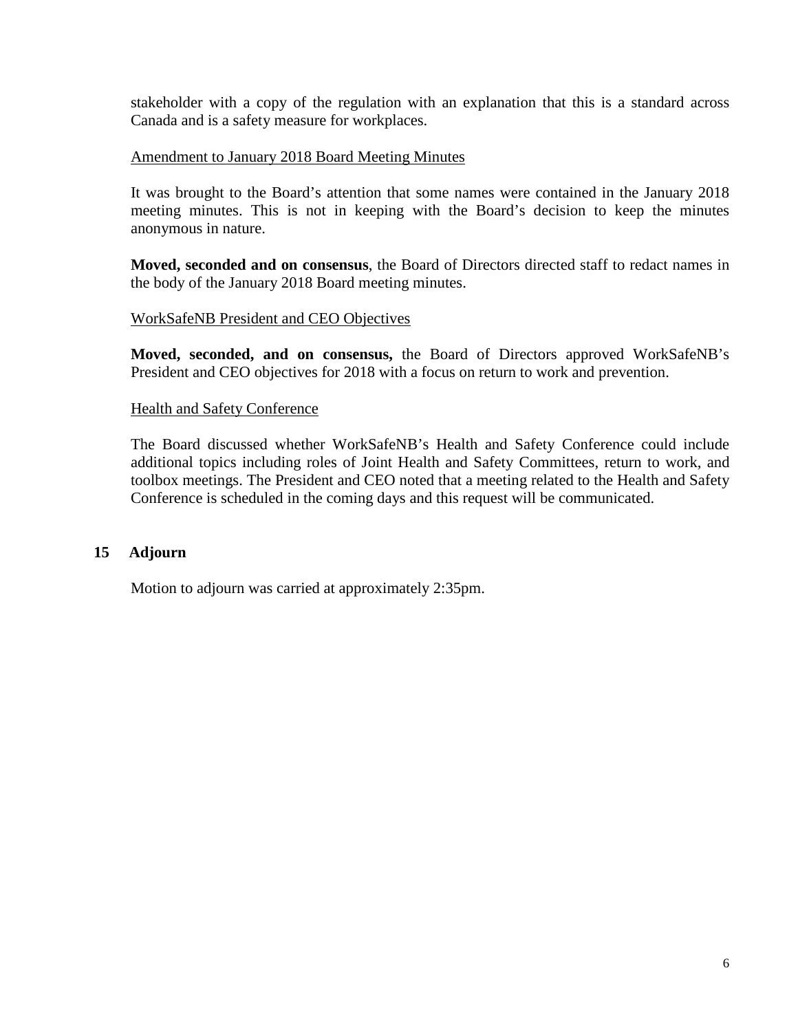stakeholder with a copy of the regulation with an explanation that this is a standard across Canada and is a safety measure for workplaces.

Amendment to January 2018 Board Meeting Minutes

It was brought to the Board's attention that some names were contained in the January 2018 meeting minutes. This is not in keeping with the Board's decision to keep the minutes anonymous in nature.

**Moved, seconded and on consensus**, the Board of Directors directed staff to redact names in the body of the January 2018 Board meeting minutes.

WorkSafeNB President and CEO Objectives

**Moved, seconded, and on consensus,** the Board of Directors approved WorkSafeNB's President and CEO objectives for 2018 with a focus on return to work and prevention.

Health and Safety Conference

The Board discussed whether WorkSafeNB's Health and Safety Conference could include additional topics including roles of Joint Health and Safety Committees, return to work, and toolbox meetings. The President and CEO noted that a meeting related to the Health and Safety Conference is scheduled in the coming days and this request will be communicated.

## 15 Adjourn

Motion to adjourn was carried at approximately 2:35pm.